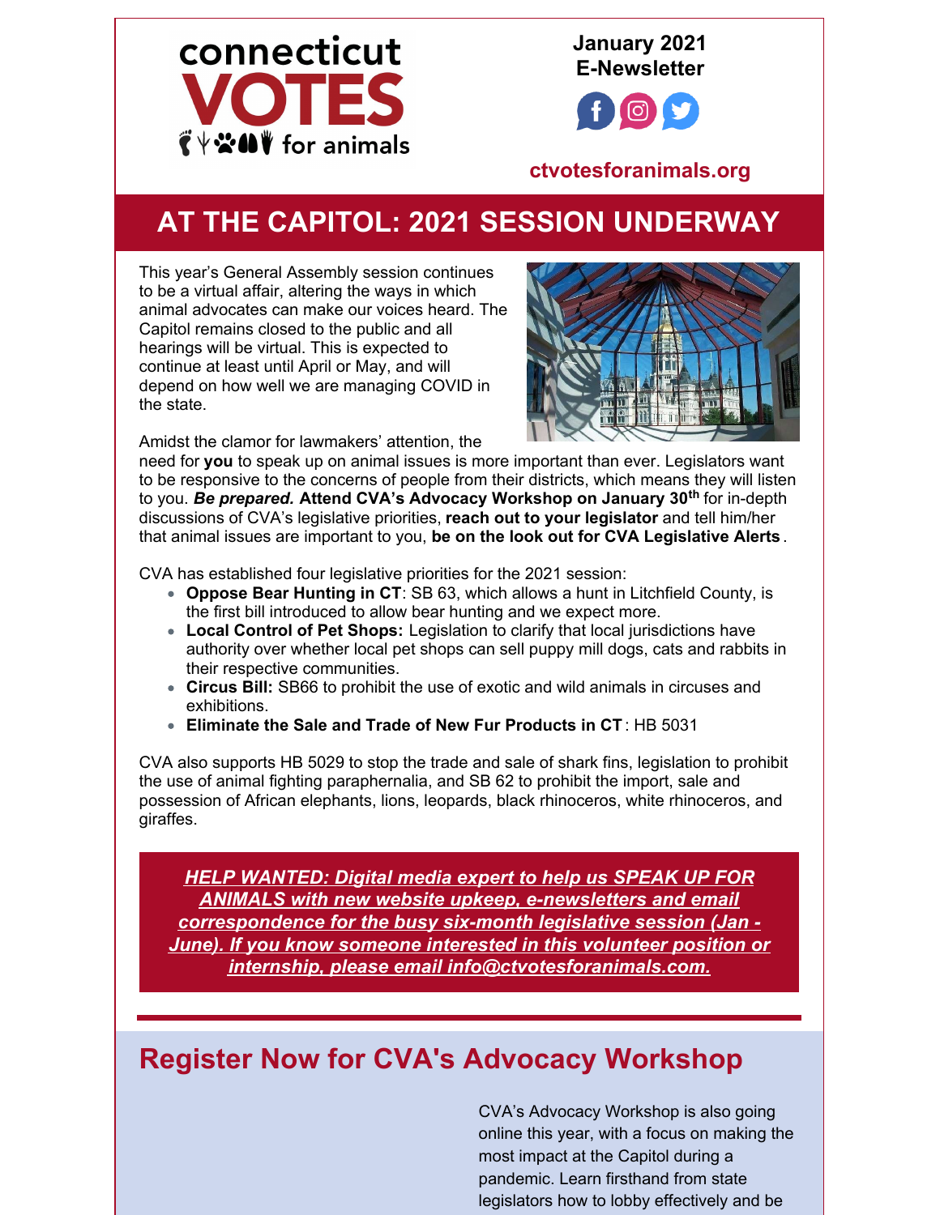connecticut **VOTES** for animals

**January 2021 E-Newsletter**

**ctvotesforanimals.org**

## AT THE CAPITOL: 2021 SESSION UNDERWAY

This year's General Assembly session continues to be a virtual affair, altering the ways in which animal advocates can make our voices heard. The Capitol remains closed to the public and all hearings will be virtual. This is expected to continue at least until April or May, and will depend on how well we are managing COVID in the state.

Amidst the clamor for lawmakers' attention, the need for **you** to speak up on animal issues is more important than ever. Legislators want to be responsive to the concerns of people from their districts, which means they will listen to you. ***Be prepared.*** **Attend CVA's Advocacy Workshop on January 30th** for in-depth discussions of CVA's legislative priorities, **reach out to your legislator** and tell him/her that animal issues are important to you, **be on the look out for CVA Legislative Alerts**.

CVA has established four legislative priorities for the 2021 session:

- **Oppose Bear Hunting in CT**: SB 63, which allows a hunt in Litchfield County, is the first bill introduced to allow bear hunting and we expect more.
- **Local Control of Pet Shops:** Legislation to clarify that local jurisdictions have authority over whether local pet shops can sell puppy mill dogs, cats and rabbits in their respective communities.
- **Circus Bill:** SB66 to prohibit the use of exotic and wild animals in circuses and exhibitions.
- **Eliminate the Sale and Trade of New Fur Products in CT**: HB 5031

CVA also supports HB 5029 to stop the trade and sale of shark fins, legislation to prohibit the use of animal fighting paraphernalia, and SB 62 to prohibit the import, sale and possession of African elephants, lions, leopards, black rhinoceros, white rhinoceros, and giraffes.

***HELP WANTED: Digital media expert to help us SPEAK UP FOR ANIMALS with new website upkeep, e-newsletters and email correspondence for the busy six-month legislative session (Jan - June). If you know someone interested in this volunteer position or internship, please email info@ctvotesforanimals.com.***

## Register Now for CVA's Advocacy Workshop

CVA's Advocacy Workshop is also going online this year, with a focus on making the most impact at the Capitol during a pandemic. Learn firsthand from state legislators how to lobby effectively and be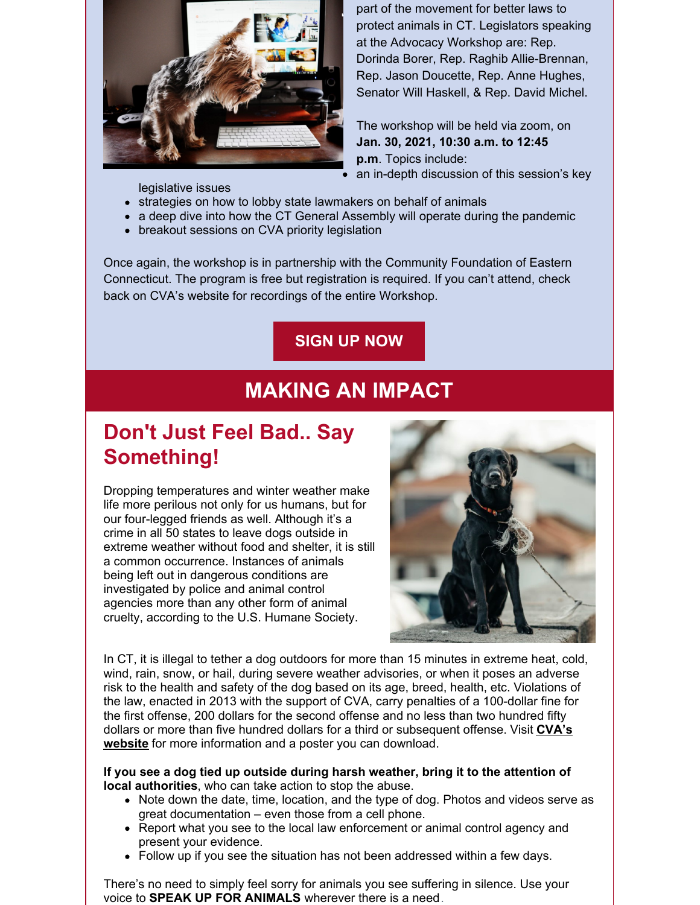part of the movement for better laws to protect animals in CT. Legislators speaking at the Advocacy Workshop are: Rep. Dorinda Borer, Rep. Raghib Allie-Brennan, Rep. Jason Doucette, Rep. Anne Hughes, Senator Will Haskell, & Rep. David Michel.

The workshop will be held via zoom, on **Jan. 30, 2021, 10:30 a.m. to 12:45 p.m**. Topics include:

- an in-depth discussion of this session's key legislative issues
- strategies on how to lobby state lawmakers on behalf of animals
- a deep dive into how the CT General Assembly will operate during the pandemic
- breakout sessions on CVA priority legislation

Once again, the workshop is in partnership with the Community Foundation of Eastern Connecticut. The program is free but registration is required. If you can't attend, check back on CVA's website for recordings of the entire Workshop.

**SIGN UP NOW**

## MAKING AN IMPACT

### Don't Just Feel Bad.. Say Something!

Dropping temperatures and winter weather make life more perilous not only for us humans, but for our four-legged friends as well. Although it's a crime in all 50 states to leave dogs outside in extreme weather without food and shelter, it is still a common occurrence. Instances of animals being left out in dangerous conditions are investigated by police and animal control agencies more than any other form of animal cruelty, according to the U.S. Humane Society.

In CT, it is illegal to tether a dog outdoors for more than 15 minutes in extreme heat, cold, wind, rain, snow, or hail, during severe weather advisories, or when it poses an adverse risk to the health and safety of the dog based on its age, breed, health, etc. Violations of the law, enacted in 2013 with the support of CVA, carry penalties of a 100-dollar fine for the first offense, 200 dollars for the second offense and no less than two hundred fifty dollars or more than five hundred dollars for a third or subsequent offense. Visit **CVA's website** for more information and a poster you can download.

**If you see a dog tied up outside during harsh weather, bring it to the attention of local authorities**, who can take action to stop the abuse.

- Note down the date, time, location, and the type of dog. Photos and videos serve as great documentation – even those from a cell phone.
- Report what you see to the local law enforcement or animal control agency and present your evidence.
- Follow up if you see the situation has not been addressed within a few days.

There's no need to simply feel sorry for animals you see suffering in silence. Use your voice to **SPEAK UP FOR ANIMALS** wherever there is a need.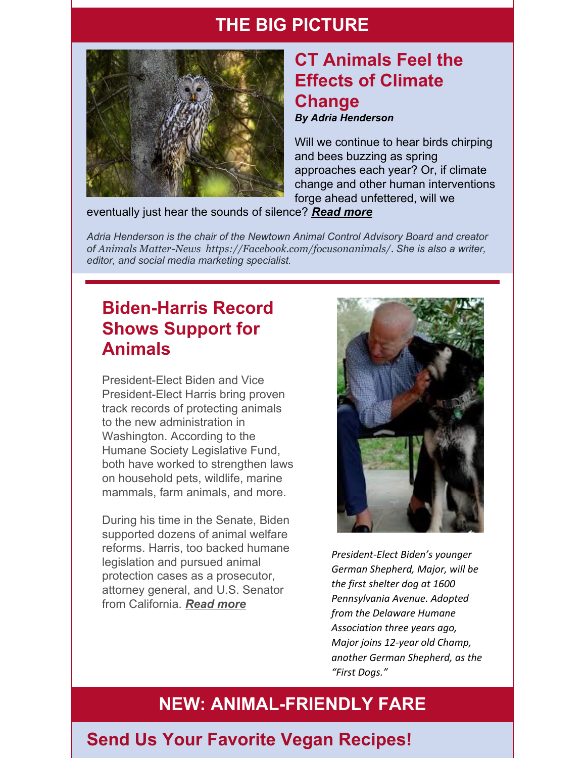## THE BIG PICTURE

### CT Animals Feel the Effects of Climate Change

***By Adria Henderson***

Will we continue to hear birds chirping and bees buzzing as spring approaches each year? Or, if climate change and other human interventions forge ahead unfettered, will we eventually just hear the sounds of silence? ***Read more***

*Adria Henderson is the chair of the Newtown Animal Control Advisory Board and creator of Animals Matter-News https://Facebook.com/focusonanimals/. She is also a writer, editor, and social media marketing specialist.*

---

### Biden-Harris Record Shows Support for Animals

President-Elect Biden and Vice President-Elect Harris bring proven track records of protecting animals to the new administration in Washington. According to the Humane Society Legislative Fund, both have worked to strengthen laws on household pets, wildlife, marine mammals, farm animals, and more.

During his time in the Senate, Biden supported dozens of animal welfare reforms. Harris, too backed humane legislation and pursued animal protection cases as a prosecutor, attorney general, and U.S. Senator from California. ***Read more***

*President-Elect Biden's younger German Shepherd, Major, will be the first shelter dog at 1600 Pennsylvania Avenue. Adopted from the Delaware Humane Association three years ago, Major joins 12-year old Champ, another German Shepherd, as the "First Dogs."*

## NEW: ANIMAL-FRIENDLY FARE

### Send Us Your Favorite Vegan Recipes!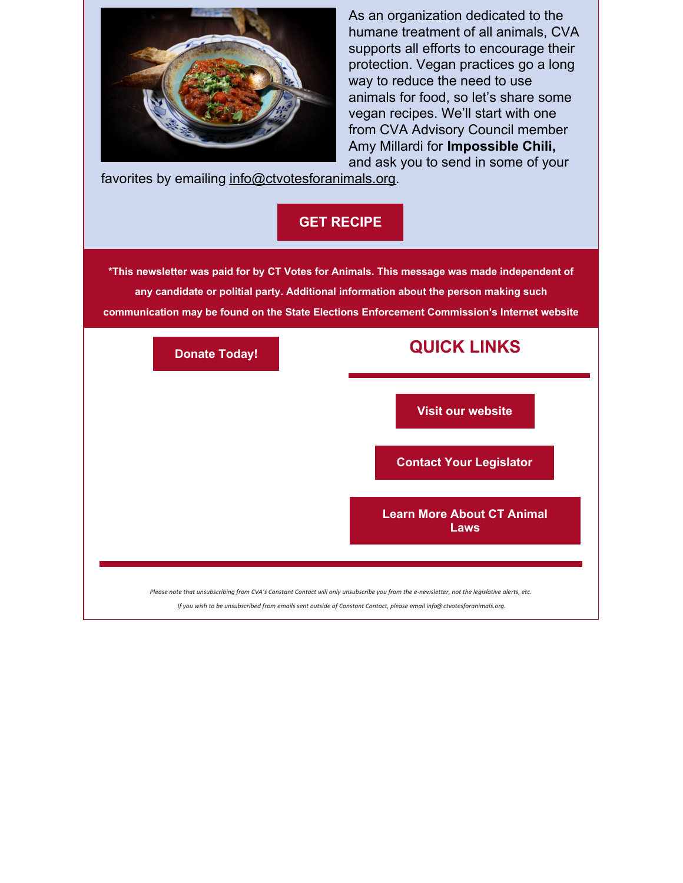As an organization dedicated to the humane treatment of all animals, CVA supports all efforts to encourage their protection. Vegan practices go a long way to reduce the need to use animals for food, so let's share some vegan recipes. We'll start with one from CVA Advisory Council member Amy Millardi for **Impossible Chili,** and ask you to send in some of your favorites by emailing info@ctvotesforanimals.org.

**GET RECIPE**

***This newsletter was paid for by CT Votes for Animals. This message was made independent of any candidate or politial party. Additional information about the person making such communication may be found on the State Elections Enforcement Commission's Internet website**

**Donate Today!**

## QUICK LINKS

**Visit our website**

**Contact Your Legislator**

**Learn More About CT Animal Laws**

*Please note that unsubscribing from CVA's Constant Contact will only unsubscribe you from the e-newsletter, not the legislative alerts, etc.*

*If you wish to be unsubscribed from emails sent outside of Constant Contact, please email info@ctvotesforanimals.org.*